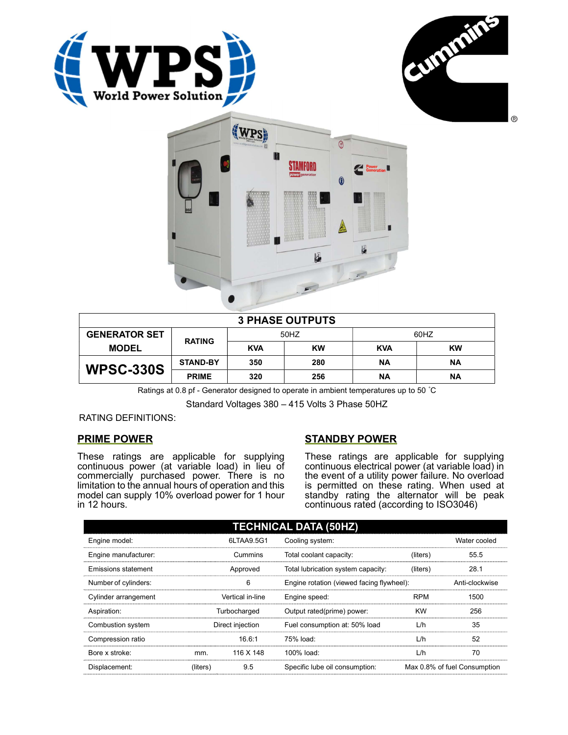| 3 PHASE OUTPUTS | | | | | |
|---|---|---|---|---|---|
| GENERATOR SET MODEL | RATING | 50HZ | | 60HZ | |
| | | KVA | KW | KVA | KW |
| WPSC-330S | STAND-BY | 350 | 280 | NA | NA |
| | PRIME | 320 | 256 | NA | NA |

Ratings at 0.8 pf - Generator designed to operate in ambient temperatures up to 50 ˚C

Standard Voltages 380 – 415 Volts 3 Phase 50HZ

RATING DEFINITIONS:

## PRIME POWER

These ratings are applicable for supplying continuous power (at variable load) in lieu of commercially purchased power. There is no limitation to the annual hours of operation and this model can supply 10% overload power for 1 hour in 12 hours.

## STANDBY POWER

These ratings are applicable for supplying continuous electrical power (at variable load) in the event of a utility power failure. No overload is permitted on these rating. When used at standby rating the alternator will be peak continuous rated (according to ISO3046)

| TECHNICAL DATA (50HZ) | | | | | |
|---|---|---|---|---|---|
| Engine model: | | 6LTAA9.5G1 | Cooling system: | | Water cooled |
| Engine manufacturer: | | Cummins | Total coolant capacity: | (liters) | 55.5 |
| Emissions statement | | Approved | Total lubrication system capacity: | (liters) | 28.1 |
| Number of cylinders: | | 6 | Engine rotation (viewed facing flywheel): | | Anti-clockwise |
| Cylinder arrangement | | Vertical in-line | Engine speed: | RPM | 1500 |
| Aspiration: | | Turbocharged | Output rated(prime) power: | KW | 256 |
| Combustion system | | Direct injection | Fuel consumption at: 50% load | L/h | 35 |
| Compression ratio | | 16.6:1 | 75% load: | L/h | 52 |
| Bore x stroke: | mm. | 116 X 148 | 100% load: | L/h | 70 |
| Displacement: | (liters) | 9.5 | Specific lube oil consumption: | | Max 0.8% of fuel Consumption |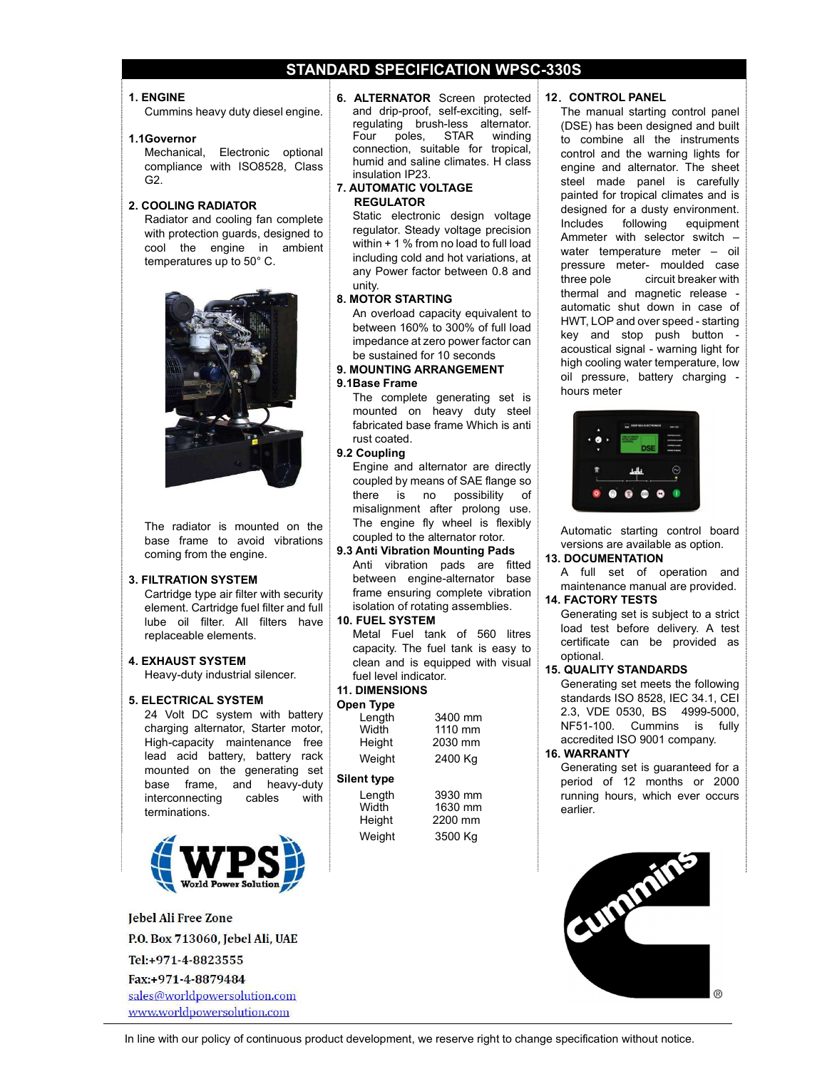# STANDARD SPECIFICATION WPSC-330S

**1. ENGINE**

Cummins heavy duty diesel engine.

**1.1Governor**

Mechanical, Electronic optional compliance with ISO8528, Class G2.

**2. COOLING RADIATOR**

Radiator and cooling fan complete with protection guards, designed to cool the engine in ambient temperatures up to 50° C.

The radiator is mounted on the base frame to avoid vibrations coming from the engine.

**3. FILTRATION SYSTEM**

Cartridge type air filter with security element. Cartridge fuel filter and full lube oil filter. All filters have replaceable elements.

**4. EXHAUST SYSTEM**

Heavy-duty industrial silencer.

**5. ELECTRICAL SYSTEM**

24 Volt DC system with battery charging alternator, Starter motor, High-capacity maintenance free lead acid battery, battery rack mounted on the generating set base frame, and heavy-duty interconnecting cables with terminations.

**6. ALTERNATOR** Screen protected and drip-proof, self-exciting, self-regulating brush-less alternator. Four poles, STAR winding connection, suitable for tropical, humid and saline climates. H class insulation IP23.

**7. AUTOMATIC VOLTAGE REGULATOR**

Static electronic design voltage regulator. Steady voltage precision within + 1 % from no load to full load including cold and hot variations, at any Power factor between 0.8 and unity.

**8. MOTOR STARTING**

An overload capacity equivalent to between 160% to 300% of full load impedance at zero power factor can be sustained for 10 seconds

**9. MOUNTING ARRANGEMENT**

**9.1Base Frame**

The complete generating set is mounted on heavy duty steel fabricated base frame Which is anti rust coated.

**9.2 Coupling**

Engine and alternator are directly coupled by means of SAE flange so there is no possibility of misalignment after prolong use. The engine fly wheel is flexibly coupled to the alternator rotor.

**9.3 Anti Vibration Mounting Pads**

Anti vibration pads are fitted between engine-alternator base frame ensuring complete vibration isolation of rotating assemblies.

**10. FUEL SYSTEM**

Metal Fuel tank of 560 litres capacity. The fuel tank is easy to clean and is equipped with visual fuel level indicator.

**11. DIMENSIONS**

**Open Type**

| | |
|---|---|
| Length | 3400 mm |
| Width | 1110 mm |
| Height | 2030 mm |
| Weight | 2400 Kg |

**Silent type**

| | |
|---|---|
| Length | 3930 mm |
| Width | 1630 mm |
| Height | 2200 mm |
| Weight | 3500 Kg |

**12. CONTROL PANEL**

The manual starting control panel (DSE) has been designed and built to combine all the instruments control and the warning lights for engine and alternator. The sheet steel made panel is carefully painted for tropical climates and is designed for a dusty environment. Includes following equipment Ammeter with selector switch – water temperature meter – oil pressure meter- moulded case three pole circuit breaker with thermal and magnetic release - automatic shut down in case of HWT, LOP and over speed - starting key and stop push button - acoustical signal - warning light for high cooling water temperature, low oil pressure, battery charging - hours meter

Automatic starting control board versions are available as option.

**13. DOCUMENTATION**

A full set of operation and maintenance manual are provided.

**14. FACTORY TESTS**

Generating set is subject to a strict load test before delivery. A test certificate can be provided as optional.

**15. QUALITY STANDARDS**

Generating set meets the following standards ISO 8528, IEC 34.1, CEI 2.3, VDE 0530, BS 4999-5000, NF51-100. Cummins is fully accredited ISO 9001 company.

**16. WARRANTY**

Generating set is guaranteed for a period of 12 months or 2000 running hours, which ever occurs earlier.

WPS World Power Solution

Jebel Ali Free Zone
P.O. Box 713060, Jebel Ali, UAE
Tel:+971-4-8823555
Fax:+971-4-8879484
sales@worldpowersolution.com
www.worldpowersolution.com

Cummins®

In line with our policy of continuous product development, we reserve right to change specification without notice.